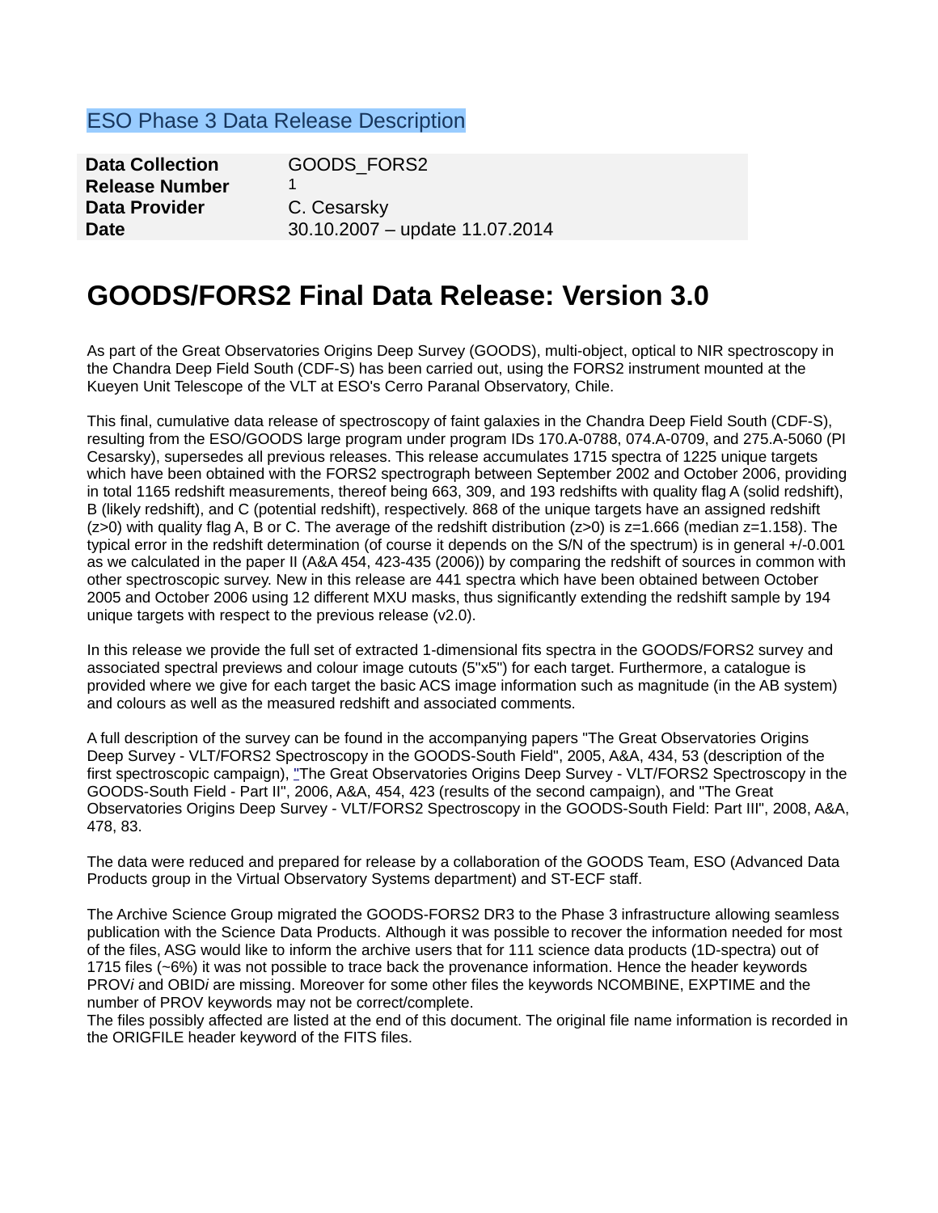ESO Phase 3 Data Release Description

| | |
|---|---|
| **Data Collection** | GOODS_FORS2 |
| **Release Number** | 1 |
| **Data Provider** | C. Cesarsky |
| **Date** | 30.10.2007 – update 11.07.2014 |

# GOODS/FORS2 Final Data Release: Version 3.0

As part of the Great Observatories Origins Deep Survey (GOODS), multi-object, optical to NIR spectroscopy in the Chandra Deep Field South (CDF-S) has been carried out, using the FORS2 instrument mounted at the Kueyen Unit Telescope of the VLT at ESO's Cerro Paranal Observatory, Chile.

This final, cumulative data release of spectroscopy of faint galaxies in the Chandra Deep Field South (CDF-S), resulting from the ESO/GOODS large program under program IDs 170.A-0788, 074.A-0709, and 275.A-5060 (PI Cesarsky), supersedes all previous releases. This release accumulates 1715 spectra of 1225 unique targets which have been obtained with the FORS2 spectrograph between September 2002 and October 2006, providing in total 1165 redshift measurements, thereof being 663, 309, and 193 redshifts with quality flag A (solid redshift), B (likely redshift), and C (potential redshift), respectively. 868 of the unique targets have an assigned redshift (z>0) with quality flag A, B or C. The average of the redshift distribution (z>0) is z=1.666 (median z=1.158). The typical error in the redshift determination (of course it depends on the S/N of the spectrum) is in general +/-0.001 as we calculated in the paper II (A&A 454, 423-435 (2006)) by comparing the redshift of sources in common with other spectroscopic survey. New in this release are 441 spectra which have been obtained between October 2005 and October 2006 using 12 different MXU masks, thus significantly extending the redshift sample by 194 unique targets with respect to the previous release (v2.0).

In this release we provide the full set of extracted 1-dimensional fits spectra in the GOODS/FORS2 survey and associated spectral previews and colour image cutouts (5"x5") for each target. Furthermore, a catalogue is provided where we give for each target the basic ACS image information such as magnitude (in the AB system) and colours as well as the measured redshift and associated comments.

A full description of the survey can be found in the accompanying papers "The Great Observatories Origins Deep Survey - VLT/FORS2 Spectroscopy in the GOODS-South Field", 2005, A&A, 434, 53 (description of the first spectroscopic campaign), "The Great Observatories Origins Deep Survey - VLT/FORS2 Spectroscopy in the GOODS-South Field - Part II", 2006, A&A, 454, 423 (results of the second campaign), and "The Great Observatories Origins Deep Survey - VLT/FORS2 Spectroscopy in the GOODS-South Field: Part III", 2008, A&A, 478, 83.

The data were reduced and prepared for release by a collaboration of the GOODS Team, ESO (Advanced Data Products group in the Virtual Observatory Systems department) and ST-ECF staff.

The Archive Science Group migrated the GOODS-FORS2 DR3 to the Phase 3 infrastructure allowing seamless publication with the Science Data Products. Although it was possible to recover the information needed for most of the files, ASG would like to inform the archive users that for 111 science data products (1D-spectra) out of 1715 files (~6%) it was not possible to trace back the provenance information. Hence the header keywords PROV*i* and OBID*i* are missing. Moreover for some other files the keywords NCOMBINE, EXPTIME and the number of PROV keywords may not be correct/complete.
The files possibly affected are listed at the end of this document. The original file name information is recorded in the ORIGFILE header keyword of the FITS files.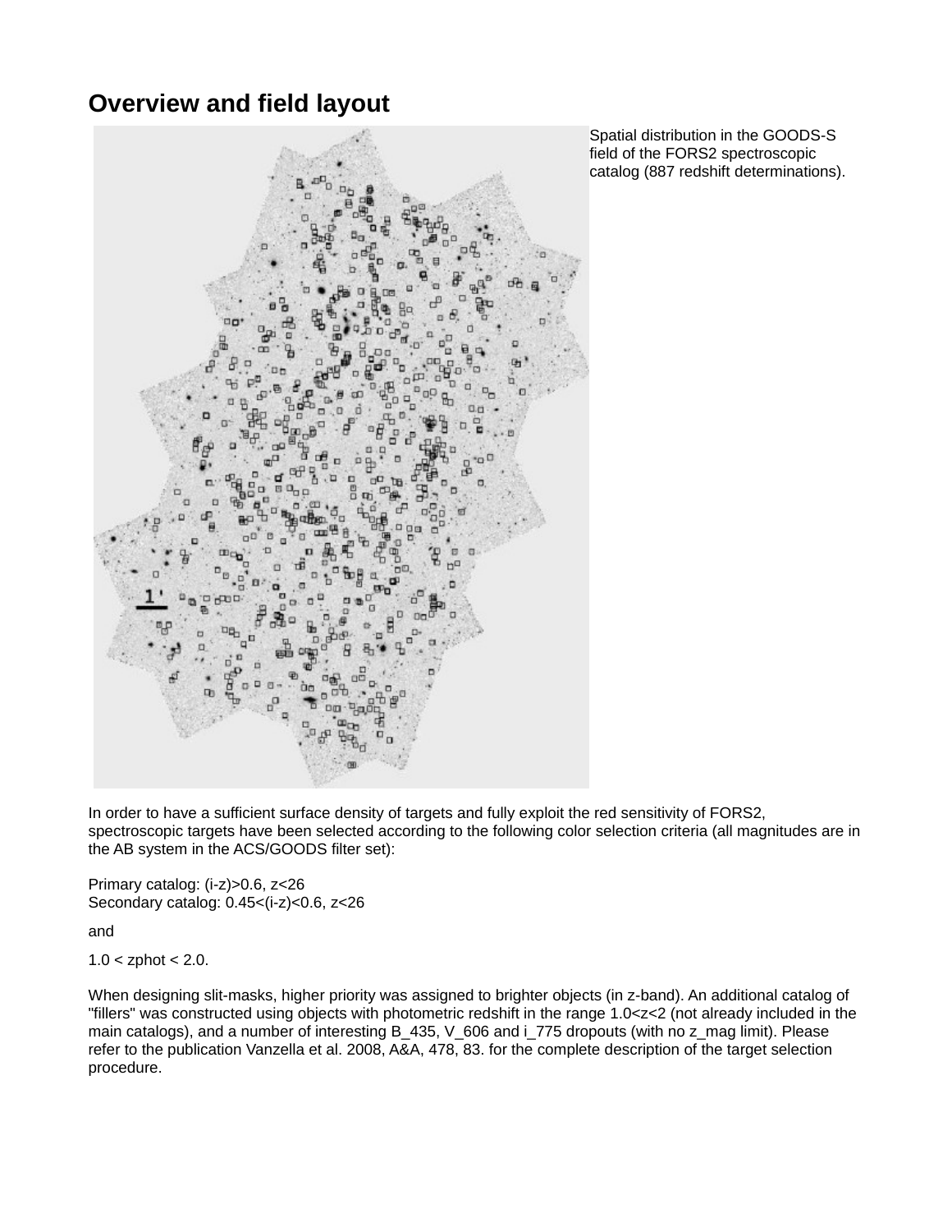## Overview and field layout

Spatial distribution in the GOODS-S field of the FORS2 spectroscopic catalog (887 redshift determinations).

In order to have a sufficient surface density of targets and fully exploit the red sensitivity of FORS2, spectroscopic targets have been selected according to the following color selection criteria (all magnitudes are in the AB system in the ACS/GOODS filter set):

Primary catalog: (i-z)>0.6, z<26
Secondary catalog: 0.45<(i-z)<0.6, z<26

and

1.0 < zphot < 2.0.

When designing slit-masks, higher priority was assigned to brighter objects (in z-band). An additional catalog of "fillers" was constructed using objects with photometric redshift in the range 1.0<z<2 (not already included in the main catalogs), and a number of interesting B_435, V_606 and i_775 dropouts (with no z_mag limit). Please refer to the publication Vanzella et al. 2008, A&A, 478, 83. for the complete description of the target selection procedure.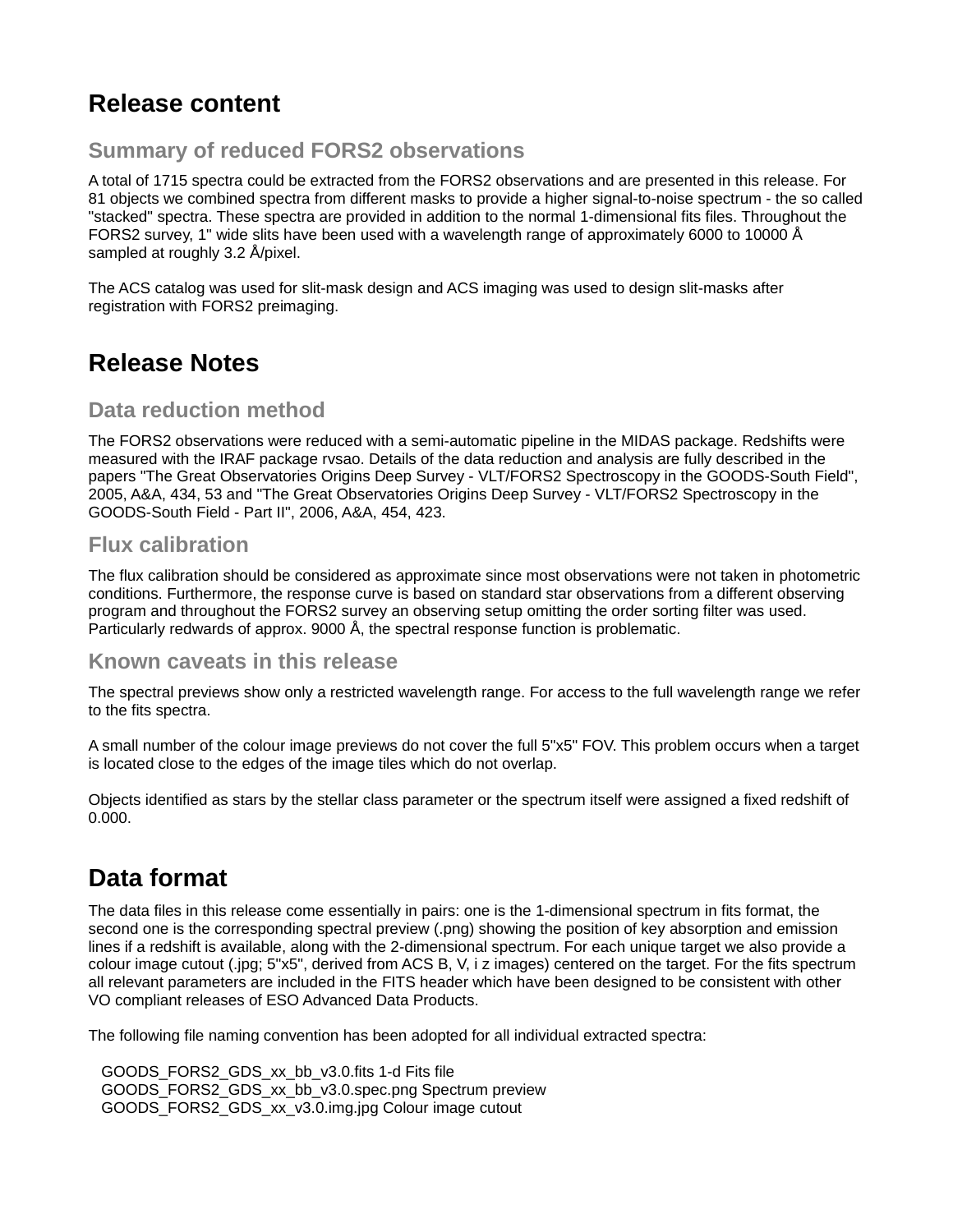# Release content

## Summary of reduced FORS2 observations

A total of 1715 spectra could be extracted from the FORS2 observations and are presented in this release. For 81 objects we combined spectra from different masks to provide a higher signal-to-noise spectrum - the so called "stacked" spectra. These spectra are provided in addition to the normal 1-dimensional fits files. Throughout the FORS2 survey, 1" wide slits have been used with a wavelength range of approximately 6000 to 10000 Å sampled at roughly 3.2 Å/pixel.

The ACS catalog was used for slit-mask design and ACS imaging was used to design slit-masks after registration with FORS2 preimaging.

# Release Notes

## Data reduction method

The FORS2 observations were reduced with a semi-automatic pipeline in the MIDAS package. Redshifts were measured with the IRAF package rvsao. Details of the data reduction and analysis are fully described in the papers "The Great Observatories Origins Deep Survey - VLT/FORS2 Spectroscopy in the GOODS-South Field", 2005, A&A, 434, 53 and "The Great Observatories Origins Deep Survey - VLT/FORS2 Spectroscopy in the GOODS-South Field - Part II", 2006, A&A, 454, 423.

## Flux calibration

The flux calibration should be considered as approximate since most observations were not taken in photometric conditions. Furthermore, the response curve is based on standard star observations from a different observing program and throughout the FORS2 survey an observing setup omitting the order sorting filter was used. Particularly redwards of approx. 9000 Å, the spectral response function is problematic.

## Known caveats in this release

The spectral previews show only a restricted wavelength range. For access to the full wavelength range we refer to the fits spectra.

A small number of the colour image previews do not cover the full 5"x5" FOV. This problem occurs when a target is located close to the edges of the image tiles which do not overlap.

Objects identified as stars by the stellar class parameter or the spectrum itself were assigned a fixed redshift of 0.000.

# Data format

The data files in this release come essentially in pairs: one is the 1-dimensional spectrum in fits format, the second one is the corresponding spectral preview (.png) showing the position of key absorption and emission lines if a redshift is available, along with the 2-dimensional spectrum. For each unique target we also provide a colour image cutout (.jpg; 5"x5", derived from ACS B, V, i z images) centered on the target. For the fits spectrum all relevant parameters are included in the FITS header which have been designed to be consistent with other VO compliant releases of ESO Advanced Data Products.

The following file naming convention has been adopted for all individual extracted spectra:

```
GOODS_FORS2_GDS_xx_bb_v3.0.fits 1-d Fits file
GOODS_FORS2_GDS_xx_bb_v3.0.spec.png Spectrum preview
GOODS_FORS2_GDS_xx_v3.0.img.jpg Colour image cutout
```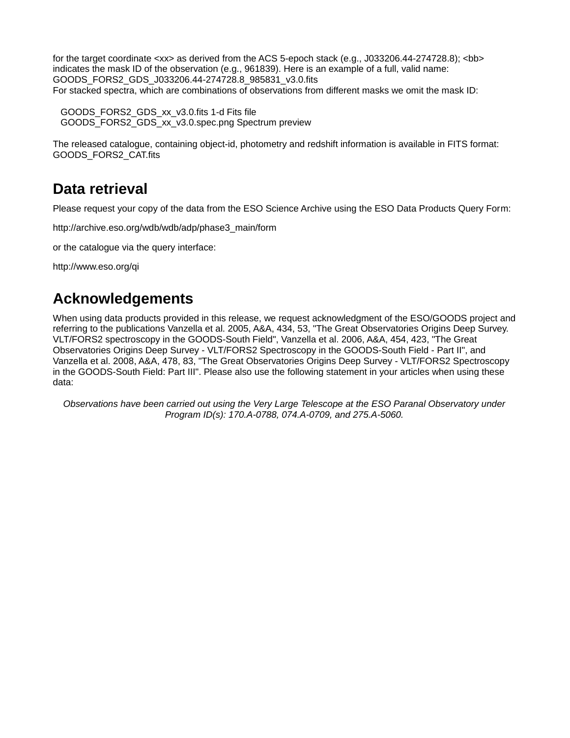for the target coordinate <xx> as derived from the ACS 5-epoch stack (e.g., J033206.44-274728.8); <bb> indicates the mask ID of the observation (e.g., 961839). Here is an example of a full, valid name: GOODS_FORS2_GDS_J033206.44-274728.8_985831_v3.0.fits
For stacked spectra, which are combinations of observations from different masks we omit the mask ID:

GOODS_FORS2_GDS_xx_v3.0.fits 1-d Fits file
GOODS_FORS2_GDS_xx_v3.0.spec.png Spectrum preview

The released catalogue, containing object-id, photometry and redshift information is available in FITS format: GOODS_FORS2_CAT.fits

## Data retrieval

Please request your copy of the data from the ESO Science Archive using the ESO Data Products Query Form:

http://archive.eso.org/wdb/wdb/adp/phase3_main/form

or the catalogue via the query interface:

http://www.eso.org/qi

## Acknowledgements

When using data products provided in this release, we request acknowledgment of the ESO/GOODS project and referring to the publications Vanzella et al. 2005, A&A, 434, 53, "The Great Observatories Origins Deep Survey. VLT/FORS2 spectroscopy in the GOODS-South Field", Vanzella et al. 2006, A&A, 454, 423, "The Great Observatories Origins Deep Survey - VLT/FORS2 Spectroscopy in the GOODS-South Field - Part II", and Vanzella et al. 2008, A&A, 478, 83, "The Great Observatories Origins Deep Survey - VLT/FORS2 Spectroscopy in the GOODS-South Field: Part III". Please also use the following statement in your articles when using these data:

*Observations have been carried out using the Very Large Telescope at the ESO Paranal Observatory under Program ID(s): 170.A-0788, 074.A-0709, and 275.A-5060.*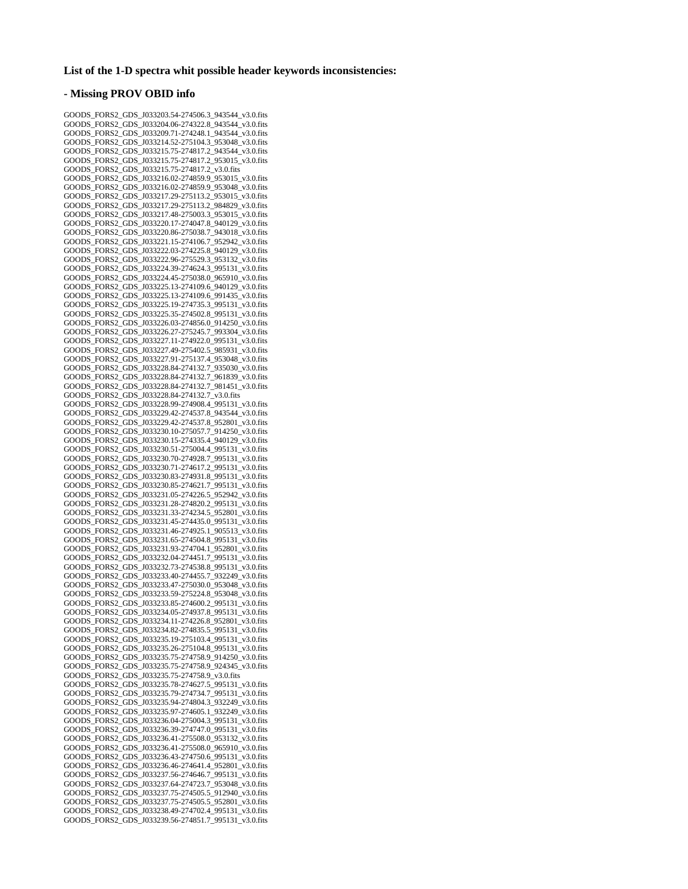**List of the 1-D spectra whit possible header keywords inconsistencies:**

**- Missing PROV OBID info**

GOODS_FORS2_GDS_J033203.54-274506.3_943544_v3.0.fits
GOODS_FORS2_GDS_J033204.06-274322.8_943544_v3.0.fits
GOODS_FORS2_GDS_J033209.71-274248.1_943544_v3.0.fits
GOODS_FORS2_GDS_J033214.52-275104.3_953048_v3.0.fits
GOODS_FORS2_GDS_J033215.75-274817.2_943544_v3.0.fits
GOODS_FORS2_GDS_J033215.75-274817.2_953015_v3.0.fits
GOODS_FORS2_GDS_J033215.75-274817.2_v3.0.fits
GOODS_FORS2_GDS_J033216.02-274859.9_953015_v3.0.fits
GOODS_FORS2_GDS_J033216.02-274859.9_953048_v3.0.fits
GOODS_FORS2_GDS_J033217.29-275113.2_953015_v3.0.fits
GOODS_FORS2_GDS_J033217.29-275113.2_984829_v3.0.fits
GOODS_FORS2_GDS_J033217.48-275003.3_953015_v3.0.fits
GOODS_FORS2_GDS_J033220.17-274047.8_940129_v3.0.fits
GOODS_FORS2_GDS_J033220.86-275038.7_943018_v3.0.fits
GOODS_FORS2_GDS_J033221.15-274106.7_952942_v3.0.fits
GOODS_FORS2_GDS_J033222.03-274225.8_940129_v3.0.fits
GOODS_FORS2_GDS_J033222.96-275529.3_953132_v3.0.fits
GOODS_FORS2_GDS_J033224.39-274624.3_995131_v3.0.fits
GOODS_FORS2_GDS_J033224.45-275038.0_965910_v3.0.fits
GOODS_FORS2_GDS_J033225.13-274109.6_940129_v3.0.fits
GOODS_FORS2_GDS_J033225.13-274109.6_991435_v3.0.fits
GOODS_FORS2_GDS_J033225.19-274735.3_995131_v3.0.fits
GOODS_FORS2_GDS_J033225.35-274502.8_995131_v3.0.fits
GOODS_FORS2_GDS_J033226.03-274856.0_914250_v3.0.fits
GOODS_FORS2_GDS_J033226.27-275245.7_993304_v3.0.fits
GOODS_FORS2_GDS_J033227.11-274922.0_995131_v3.0.fits
GOODS_FORS2_GDS_J033227.49-275402.5_985931_v3.0.fits
GOODS_FORS2_GDS_J033227.91-275137.4_953048_v3.0.fits
GOODS_FORS2_GDS_J033228.84-274132.7_935030_v3.0.fits
GOODS_FORS2_GDS_J033228.84-274132.7_961839_v3.0.fits
GOODS_FORS2_GDS_J033228.84-274132.7_981451_v3.0.fits
GOODS_FORS2_GDS_J033228.84-274132.7_v3.0.fits
GOODS_FORS2_GDS_J033228.99-274908.4_995131_v3.0.fits
GOODS_FORS2_GDS_J033229.42-274537.8_943544_v3.0.fits
GOODS_FORS2_GDS_J033229.42-274537.8_952801_v3.0.fits
GOODS_FORS2_GDS_J033230.10-275057.7_914250_v3.0.fits
GOODS_FORS2_GDS_J033230.15-274335.4_940129_v3.0.fits
GOODS_FORS2_GDS_J033230.51-275004.4_995131_v3.0.fits
GOODS_FORS2_GDS_J033230.70-274928.7_995131_v3.0.fits
GOODS_FORS2_GDS_J033230.71-274617.2_995131_v3.0.fits
GOODS_FORS2_GDS_J033230.83-274931.8_995131_v3.0.fits
GOODS_FORS2_GDS_J033230.85-274621.7_995131_v3.0.fits
GOODS_FORS2_GDS_J033231.05-274226.5_952942_v3.0.fits
GOODS_FORS2_GDS_J033231.28-274820.2_995131_v3.0.fits
GOODS_FORS2_GDS_J033231.33-274234.5_952801_v3.0.fits
GOODS_FORS2_GDS_J033231.45-274435.0_995131_v3.0.fits
GOODS_FORS2_GDS_J033231.46-274925.1_905513_v3.0.fits
GOODS_FORS2_GDS_J033231.65-274504.8_995131_v3.0.fits
GOODS_FORS2_GDS_J033231.93-274704.1_952801_v3.0.fits
GOODS_FORS2_GDS_J033232.04-274451.7_995131_v3.0.fits
GOODS_FORS2_GDS_J033232.73-274538.8_995131_v3.0.fits
GOODS_FORS2_GDS_J033233.40-274455.7_932249_v3.0.fits
GOODS_FORS2_GDS_J033233.47-275030.0_953048_v3.0.fits
GOODS_FORS2_GDS_J033233.59-275224.8_953048_v3.0.fits
GOODS_FORS2_GDS_J033233.85-274600.2_995131_v3.0.fits
GOODS_FORS2_GDS_J033234.05-274937.8_995131_v3.0.fits
GOODS_FORS2_GDS_J033234.11-274226.8_952801_v3.0.fits
GOODS_FORS2_GDS_J033234.82-274835.5_995131_v3.0.fits
GOODS_FORS2_GDS_J033235.19-275103.4_995131_v3.0.fits
GOODS_FORS2_GDS_J033235.26-275104.8_995131_v3.0.fits
GOODS_FORS2_GDS_J033235.75-274758.9_914250_v3.0.fits
GOODS_FORS2_GDS_J033235.75-274758.9_924345_v3.0.fits
GOODS_FORS2_GDS_J033235.75-274758.9_v3.0.fits
GOODS_FORS2_GDS_J033235.78-274627.5_995131_v3.0.fits
GOODS_FORS2_GDS_J033235.79-274734.7_995131_v3.0.fits
GOODS_FORS2_GDS_J033235.94-274804.3_932249_v3.0.fits
GOODS_FORS2_GDS_J033235.97-274605.1_932249_v3.0.fits
GOODS_FORS2_GDS_J033236.04-275004.3_995131_v3.0.fits
GOODS_FORS2_GDS_J033236.39-274747.0_995131_v3.0.fits
GOODS_FORS2_GDS_J033236.41-275508.0_953132_v3.0.fits
GOODS_FORS2_GDS_J033236.41-275508.0_965910_v3.0.fits
GOODS_FORS2_GDS_J033236.43-274750.6_995131_v3.0.fits
GOODS_FORS2_GDS_J033236.46-274641.4_952801_v3.0.fits
GOODS_FORS2_GDS_J033237.56-274646.7_995131_v3.0.fits
GOODS_FORS2_GDS_J033237.64-274723.7_953048_v3.0.fits
GOODS_FORS2_GDS_J033237.75-274505.5_912940_v3.0.fits
GOODS_FORS2_GDS_J033237.75-274505.5_952801_v3.0.fits
GOODS_FORS2_GDS_J033238.49-274702.4_995131_v3.0.fits
GOODS_FORS2_GDS_J033239.56-274851.7_995131_v3.0.fits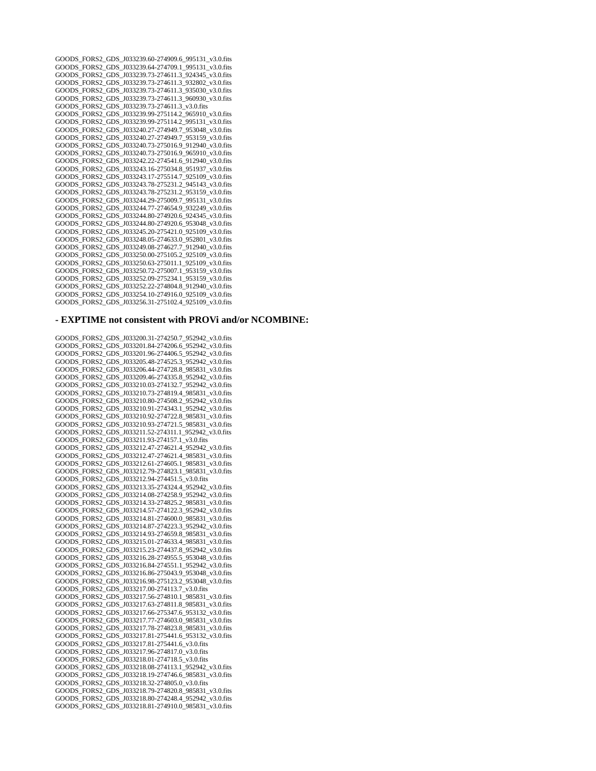GOODS_FORS2_GDS_J033239.60-274909.6_995131_v3.0.fits
GOODS_FORS2_GDS_J033239.64-274709.1_995131_v3.0.fits
GOODS_FORS2_GDS_J033239.73-274611.3_924345_v3.0.fits
GOODS_FORS2_GDS_J033239.73-274611.3_932802_v3.0.fits
GOODS_FORS2_GDS_J033239.73-274611.3_935030_v3.0.fits
GOODS_FORS2_GDS_J033239.73-274611.3_960930_v3.0.fits
GOODS_FORS2_GDS_J033239.73-274611.3_v3.0.fits
GOODS_FORS2_GDS_J033239.99-275114.2_965910_v3.0.fits
GOODS_FORS2_GDS_J033239.99-275114.2_995131_v3.0.fits
GOODS_FORS2_GDS_J033240.27-274949.7_953048_v3.0.fits
GOODS_FORS2_GDS_J033240.27-274949.7_953159_v3.0.fits
GOODS_FORS2_GDS_J033240.73-275016.9_912940_v3.0.fits
GOODS_FORS2_GDS_J033240.73-275016.9_965910_v3.0.fits
GOODS_FORS2_GDS_J033242.22-274541.6_912940_v3.0.fits
GOODS_FORS2_GDS_J033243.16-275034.8_951937_v3.0.fits
GOODS_FORS2_GDS_J033243.17-275514.7_925109_v3.0.fits
GOODS_FORS2_GDS_J033243.78-275231.2_945143_v3.0.fits
GOODS_FORS2_GDS_J033243.78-275231.2_953159_v3.0.fits
GOODS_FORS2_GDS_J033244.29-275009.7_995131_v3.0.fits
GOODS_FORS2_GDS_J033244.77-274654.9_932249_v3.0.fits
GOODS_FORS2_GDS_J033244.80-274920.6_924345_v3.0.fits
GOODS_FORS2_GDS_J033244.80-274920.6_953048_v3.0.fits
GOODS_FORS2_GDS_J033245.20-275421.0_925109_v3.0.fits
GOODS_FORS2_GDS_J033248.05-274633.0_952801_v3.0.fits
GOODS_FORS2_GDS_J033249.08-274627.7_912940_v3.0.fits
GOODS_FORS2_GDS_J033250.00-275105.2_925109_v3.0.fits
GOODS_FORS2_GDS_J033250.63-275011.1_925109_v3.0.fits
GOODS_FORS2_GDS_J033250.72-275007.1_953159_v3.0.fits
GOODS_FORS2_GDS_J033252.09-275234.1_953159_v3.0.fits
GOODS_FORS2_GDS_J033252.22-274804.8_912940_v3.0.fits
GOODS_FORS2_GDS_J033254.10-274916.0_925109_v3.0.fits
GOODS_FORS2_GDS_J033256.31-275102.4_925109_v3.0.fits

### - EXPTIME not consistent with PROVi and/or NCOMBINE:

GOODS_FORS2_GDS_J033200.31-274250.7_952942_v3.0.fits
GOODS_FORS2_GDS_J033201.84-274206.6_952942_v3.0.fits
GOODS_FORS2_GDS_J033201.96-274406.5_952942_v3.0.fits
GOODS_FORS2_GDS_J033205.48-274525.3_952942_v3.0.fits
GOODS_FORS2_GDS_J033206.44-274728.8_985831_v3.0.fits
GOODS_FORS2_GDS_J033209.46-274335.8_952942_v3.0.fits
GOODS_FORS2_GDS_J033210.03-274132.7_952942_v3.0.fits
GOODS_FORS2_GDS_J033210.73-274819.4_985831_v3.0.fits
GOODS_FORS2_GDS_J033210.80-274508.2_952942_v3.0.fits
GOODS_FORS2_GDS_J033210.91-274343.1_952942_v3.0.fits
GOODS_FORS2_GDS_J033210.92-274722.8_985831_v3.0.fits
GOODS_FORS2_GDS_J033210.93-274721.5_985831_v3.0.fits
GOODS_FORS2_GDS_J033211.52-274311.1_952942_v3.0.fits
GOODS_FORS2_GDS_J033211.93-274157.1_v3.0.fits
GOODS_FORS2_GDS_J033212.47-274621.4_952942_v3.0.fits
GOODS_FORS2_GDS_J033212.47-274621.4_985831_v3.0.fits
GOODS_FORS2_GDS_J033212.61-274605.1_985831_v3.0.fits
GOODS_FORS2_GDS_J033212.79-274823.1_985831_v3.0.fits
GOODS_FORS2_GDS_J033212.94-274451.5_v3.0.fits
GOODS_FORS2_GDS_J033213.35-274324.4_952942_v3.0.fits
GOODS_FORS2_GDS_J033214.08-274258.9_952942_v3.0.fits
GOODS_FORS2_GDS_J033214.33-274825.2_985831_v3.0.fits
GOODS_FORS2_GDS_J033214.57-274122.3_952942_v3.0.fits
GOODS_FORS2_GDS_J033214.81-274600.0_985831_v3.0.fits
GOODS_FORS2_GDS_J033214.87-274223.3_952942_v3.0.fits
GOODS_FORS2_GDS_J033214.93-274659.8_985831_v3.0.fits
GOODS_FORS2_GDS_J033215.01-274633.4_985831_v3.0.fits
GOODS_FORS2_GDS_J033215.23-274437.8_952942_v3.0.fits
GOODS_FORS2_GDS_J033216.28-274955.5_953048_v3.0.fits
GOODS_FORS2_GDS_J033216.84-274551.1_952942_v3.0.fits
GOODS_FORS2_GDS_J033216.86-275043.9_953048_v3.0.fits
GOODS_FORS2_GDS_J033216.98-275123.2_953048_v3.0.fits
GOODS_FORS2_GDS_J033217.00-274113.7_v3.0.fits
GOODS_FORS2_GDS_J033217.56-274810.1_985831_v3.0.fits
GOODS_FORS2_GDS_J033217.63-274811.8_985831_v3.0.fits
GOODS_FORS2_GDS_J033217.66-275347.6_953132_v3.0.fits
GOODS_FORS2_GDS_J033217.77-274603.0_985831_v3.0.fits
GOODS_FORS2_GDS_J033217.78-274823.8_985831_v3.0.fits
GOODS_FORS2_GDS_J033217.81-275441.6_953132_v3.0.fits
GOODS_FORS2_GDS_J033217.81-275441.6_v3.0.fits
GOODS_FORS2_GDS_J033217.96-274817.0_v3.0.fits
GOODS_FORS2_GDS_J033218.01-274718.5_v3.0.fits
GOODS_FORS2_GDS_J033218.08-274113.1_952942_v3.0.fits
GOODS_FORS2_GDS_J033218.19-274746.6_985831_v3.0.fits
GOODS_FORS2_GDS_J033218.32-274805.0_v3.0.fits
GOODS_FORS2_GDS_J033218.79-274820.8_985831_v3.0.fits
GOODS_FORS2_GDS_J033218.80-274248.4_952942_v3.0.fits
GOODS_FORS2_GDS_J033218.81-274910.0_985831_v3.0.fits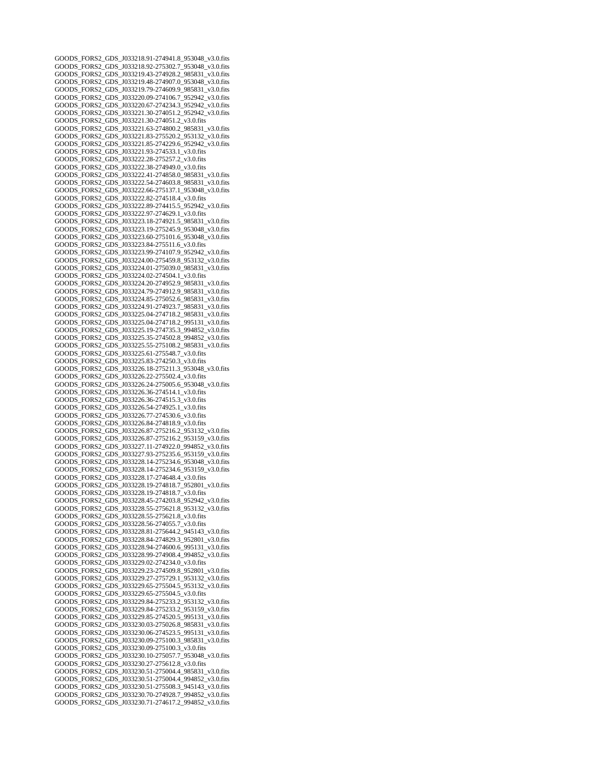GOODS_FORS2_GDS_J033218.91-274941.8_953048_v3.0.fits
GOODS_FORS2_GDS_J033218.92-275302.7_953048_v3.0.fits
GOODS_FORS2_GDS_J033219.43-274928.2_985831_v3.0.fits
GOODS_FORS2_GDS_J033219.48-274907.0_953048_v3.0.fits
GOODS_FORS2_GDS_J033219.79-274609.9_985831_v3.0.fits
GOODS_FORS2_GDS_J033220.09-274106.7_952942_v3.0.fits
GOODS_FORS2_GDS_J033220.67-274234.3_952942_v3.0.fits
GOODS_FORS2_GDS_J033221.30-274051.2_952942_v3.0.fits
GOODS_FORS2_GDS_J033221.30-274051.2_v3.0.fits
GOODS_FORS2_GDS_J033221.63-274800.2_985831_v3.0.fits
GOODS_FORS2_GDS_J033221.83-275520.2_953132_v3.0.fits
GOODS_FORS2_GDS_J033221.85-274229.6_952942_v3.0.fits
GOODS_FORS2_GDS_J033221.93-274533.1_v3.0.fits
GOODS_FORS2_GDS_J033222.28-275257.2_v3.0.fits
GOODS_FORS2_GDS_J033222.38-274949.0_v3.0.fits
GOODS_FORS2_GDS_J033222.41-274858.0_985831_v3.0.fits
GOODS_FORS2_GDS_J033222.54-274603.8_985831_v3.0.fits
GOODS_FORS2_GDS_J033222.66-275137.1_953048_v3.0.fits
GOODS_FORS2_GDS_J033222.82-274518.4_v3.0.fits
GOODS_FORS2_GDS_J033222.89-274415.5_952942_v3.0.fits
GOODS_FORS2_GDS_J033222.97-274629.1_v3.0.fits
GOODS_FORS2_GDS_J033223.18-274921.5_985831_v3.0.fits
GOODS_FORS2_GDS_J033223.19-275245.9_953048_v3.0.fits
GOODS_FORS2_GDS_J033223.60-275101.6_953048_v3.0.fits
GOODS_FORS2_GDS_J033223.84-275511.6_v3.0.fits
GOODS_FORS2_GDS_J033223.99-274107.9_952942_v3.0.fits
GOODS_FORS2_GDS_J033224.00-275459.8_953132_v3.0.fits
GOODS_FORS2_GDS_J033224.01-275039.0_985831_v3.0.fits
GOODS_FORS2_GDS_J033224.02-274504.1_v3.0.fits
GOODS_FORS2_GDS_J033224.20-274952.9_985831_v3.0.fits
GOODS_FORS2_GDS_J033224.79-274912.9_985831_v3.0.fits
GOODS_FORS2_GDS_J033224.85-275052.6_985831_v3.0.fits
GOODS_FORS2_GDS_J033224.91-274923.7_985831_v3.0.fits
GOODS_FORS2_GDS_J033225.04-274718.2_985831_v3.0.fits
GOODS_FORS2_GDS_J033225.04-274718.2_995131_v3.0.fits
GOODS_FORS2_GDS_J033225.19-274735.3_994852_v3.0.fits
GOODS_FORS2_GDS_J033225.35-274502.8_994852_v3.0.fits
GOODS_FORS2_GDS_J033225.55-275108.2_985831_v3.0.fits
GOODS_FORS2_GDS_J033225.61-275548.7_v3.0.fits
GOODS_FORS2_GDS_J033225.83-274250.3_v3.0.fits
GOODS_FORS2_GDS_J033226.18-275211.3_953048_v3.0.fits
GOODS_FORS2_GDS_J033226.22-275502.4_v3.0.fits
GOODS_FORS2_GDS_J033226.24-275005.6_953048_v3.0.fits
GOODS_FORS2_GDS_J033226.36-274514.1_v3.0.fits
GOODS_FORS2_GDS_J033226.36-274515.3_v3.0.fits
GOODS_FORS2_GDS_J033226.54-274925.1_v3.0.fits
GOODS_FORS2_GDS_J033226.77-274530.6_v3.0.fits
GOODS_FORS2_GDS_J033226.84-274818.9_v3.0.fits
GOODS_FORS2_GDS_J033226.87-275216.2_953132_v3.0.fits
GOODS_FORS2_GDS_J033226.87-275216.2_953159_v3.0.fits
GOODS_FORS2_GDS_J033227.11-274922.0_994852_v3.0.fits
GOODS_FORS2_GDS_J033227.93-275235.6_953159_v3.0.fits
GOODS_FORS2_GDS_J033228.14-275234.6_953048_v3.0.fits
GOODS_FORS2_GDS_J033228.14-275234.6_953159_v3.0.fits
GOODS_FORS2_GDS_J033228.17-274648.4_v3.0.fits
GOODS_FORS2_GDS_J033228.19-274818.7_952801_v3.0.fits
GOODS_FORS2_GDS_J033228.19-274818.7_v3.0.fits
GOODS_FORS2_GDS_J033228.45-274203.8_952942_v3.0.fits
GOODS_FORS2_GDS_J033228.55-275621.8_953132_v3.0.fits
GOODS_FORS2_GDS_J033228.55-275621.8_v3.0.fits
GOODS_FORS2_GDS_J033228.56-274055.7_v3.0.fits
GOODS_FORS2_GDS_J033228.81-275644.2_945143_v3.0.fits
GOODS_FORS2_GDS_J033228.84-274829.3_952801_v3.0.fits
GOODS_FORS2_GDS_J033228.94-274600.6_995131_v3.0.fits
GOODS_FORS2_GDS_J033228.99-274908.4_994852_v3.0.fits
GOODS_FORS2_GDS_J033229.02-274234.0_v3.0.fits
GOODS_FORS2_GDS_J033229.23-274509.8_952801_v3.0.fits
GOODS_FORS2_GDS_J033229.27-275729.1_953132_v3.0.fits
GOODS_FORS2_GDS_J033229.65-275504.5_953132_v3.0.fits
GOODS_FORS2_GDS_J033229.65-275504.5_v3.0.fits
GOODS_FORS2_GDS_J033229.84-275233.2_953132_v3.0.fits
GOODS_FORS2_GDS_J033229.84-275233.2_953159_v3.0.fits
GOODS_FORS2_GDS_J033229.85-274520.5_995131_v3.0.fits
GOODS_FORS2_GDS_J033230.03-275026.8_985831_v3.0.fits
GOODS_FORS2_GDS_J033230.06-274523.5_995131_v3.0.fits
GOODS_FORS2_GDS_J033230.09-275100.3_985831_v3.0.fits
GOODS_FORS2_GDS_J033230.09-275100.3_v3.0.fits
GOODS_FORS2_GDS_J033230.10-275057.7_953048_v3.0.fits
GOODS_FORS2_GDS_J033230.27-275612.8_v3.0.fits
GOODS_FORS2_GDS_J033230.51-275004.4_985831_v3.0.fits
GOODS_FORS2_GDS_J033230.51-275004.4_994852_v3.0.fits
GOODS_FORS2_GDS_J033230.51-275508.3_945143_v3.0.fits
GOODS_FORS2_GDS_J033230.70-274928.7_994852_v3.0.fits
GOODS_FORS2_GDS_J033230.71-274617.2_994852_v3.0.fits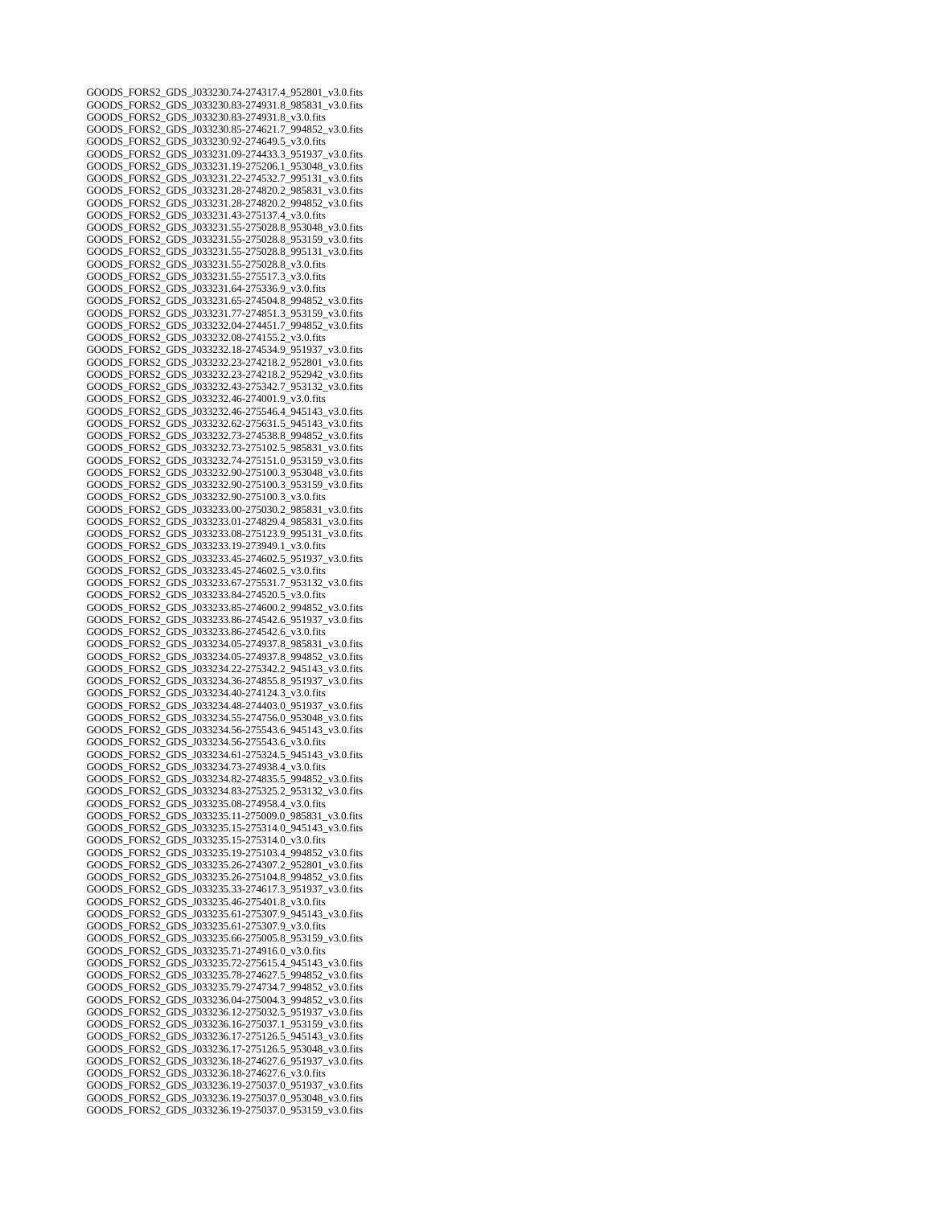GOODS_FORS2_GDS_J033230.74-274317.4_952801_v3.0.fits
GOODS_FORS2_GDS_J033230.83-274931.8_985831_v3.0.fits
GOODS_FORS2_GDS_J033230.83-274931.8_v3.0.fits
GOODS_FORS2_GDS_J033230.85-274621.7_994852_v3.0.fits
GOODS_FORS2_GDS_J033230.92-274649.5_v3.0.fits
GOODS_FORS2_GDS_J033231.09-274433.3_951937_v3.0.fits
GOODS_FORS2_GDS_J033231.19-275206.1_953048_v3.0.fits
GOODS_FORS2_GDS_J033231.22-274532.7_995131_v3.0.fits
GOODS_FORS2_GDS_J033231.28-274820.2_985831_v3.0.fits
GOODS_FORS2_GDS_J033231.28-274820.2_994852_v3.0.fits
GOODS_FORS2_GDS_J033231.43-275137.4_v3.0.fits
GOODS_FORS2_GDS_J033231.55-275028.8_953048_v3.0.fits
GOODS_FORS2_GDS_J033231.55-275028.8_953159_v3.0.fits
GOODS_FORS2_GDS_J033231.55-275028.8_995131_v3.0.fits
GOODS_FORS2_GDS_J033231.55-275028.8_v3.0.fits
GOODS_FORS2_GDS_J033231.55-275517.3_v3.0.fits
GOODS_FORS2_GDS_J033231.64-275336.9_v3.0.fits
GOODS_FORS2_GDS_J033231.65-274504.8_994852_v3.0.fits
GOODS_FORS2_GDS_J033231.77-274851.3_953159_v3.0.fits
GOODS_FORS2_GDS_J033232.04-274451.7_994852_v3.0.fits
GOODS_FORS2_GDS_J033232.08-274155.2_v3.0.fits
GOODS_FORS2_GDS_J033232.18-274534.9_951937_v3.0.fits
GOODS_FORS2_GDS_J033232.23-274218.2_952801_v3.0.fits
GOODS_FORS2_GDS_J033232.23-274218.2_952942_v3.0.fits
GOODS_FORS2_GDS_J033232.43-275342.7_953132_v3.0.fits
GOODS_FORS2_GDS_J033232.46-274001.9_v3.0.fits
GOODS_FORS2_GDS_J033232.46-275546.4_945143_v3.0.fits
GOODS_FORS2_GDS_J033232.62-275631.5_945143_v3.0.fits
GOODS_FORS2_GDS_J033232.73-274538.8_994852_v3.0.fits
GOODS_FORS2_GDS_J033232.73-275102.5_985831_v3.0.fits
GOODS_FORS2_GDS_J033232.74-275151.0_953159_v3.0.fits
GOODS_FORS2_GDS_J033232.90-275100.3_953048_v3.0.fits
GOODS_FORS2_GDS_J033232.90-275100.3_953159_v3.0.fits
GOODS_FORS2_GDS_J033232.90-275100.3_v3.0.fits
GOODS_FORS2_GDS_J033233.00-275030.2_985831_v3.0.fits
GOODS_FORS2_GDS_J033233.01-274829.4_985831_v3.0.fits
GOODS_FORS2_GDS_J033233.08-275123.9_995131_v3.0.fits
GOODS_FORS2_GDS_J033233.19-273949.1_v3.0.fits
GOODS_FORS2_GDS_J033233.45-274602.5_951937_v3.0.fits
GOODS_FORS2_GDS_J033233.45-274602.5_v3.0.fits
GOODS_FORS2_GDS_J033233.67-275531.7_953132_v3.0.fits
GOODS_FORS2_GDS_J033233.84-274520.5_v3.0.fits
GOODS_FORS2_GDS_J033233.85-274600.2_994852_v3.0.fits
GOODS_FORS2_GDS_J033233.86-274542.6_951937_v3.0.fits
GOODS_FORS2_GDS_J033233.86-274542.6_v3.0.fits
GOODS_FORS2_GDS_J033234.05-274937.8_985831_v3.0.fits
GOODS_FORS2_GDS_J033234.05-274937.8_994852_v3.0.fits
GOODS_FORS2_GDS_J033234.22-275342.2_945143_v3.0.fits
GOODS_FORS2_GDS_J033234.36-274855.8_951937_v3.0.fits
GOODS_FORS2_GDS_J033234.40-274124.3_v3.0.fits
GOODS_FORS2_GDS_J033234.48-274403.0_951937_v3.0.fits
GOODS_FORS2_GDS_J033234.55-274756.0_953048_v3.0.fits
GOODS_FORS2_GDS_J033234.56-275543.6_945143_v3.0.fits
GOODS_FORS2_GDS_J033234.56-275543.6_v3.0.fits
GOODS_FORS2_GDS_J033234.61-275324.5_945143_v3.0.fits
GOODS_FORS2_GDS_J033234.73-274938.4_v3.0.fits
GOODS_FORS2_GDS_J033234.82-274835.5_994852_v3.0.fits
GOODS_FORS2_GDS_J033234.83-275325.2_953132_v3.0.fits
GOODS_FORS2_GDS_J033235.08-274958.4_v3.0.fits
GOODS_FORS2_GDS_J033235.11-275009.0_985831_v3.0.fits
GOODS_FORS2_GDS_J033235.15-275314.0_945143_v3.0.fits
GOODS_FORS2_GDS_J033235.15-275314.0_v3.0.fits
GOODS_FORS2_GDS_J033235.19-275103.4_994852_v3.0.fits
GOODS_FORS2_GDS_J033235.26-274307.2_952801_v3.0.fits
GOODS_FORS2_GDS_J033235.26-275104.8_994852_v3.0.fits
GOODS_FORS2_GDS_J033235.33-274617.3_951937_v3.0.fits
GOODS_FORS2_GDS_J033235.46-275401.8_v3.0.fits
GOODS_FORS2_GDS_J033235.61-275307.9_945143_v3.0.fits
GOODS_FORS2_GDS_J033235.61-275307.9_v3.0.fits
GOODS_FORS2_GDS_J033235.66-275005.8_953159_v3.0.fits
GOODS_FORS2_GDS_J033235.71-274916.0_v3.0.fits
GOODS_FORS2_GDS_J033235.72-275615.4_945143_v3.0.fits
GOODS_FORS2_GDS_J033235.78-274627.5_994852_v3.0.fits
GOODS_FORS2_GDS_J033235.79-274734.7_994852_v3.0.fits
GOODS_FORS2_GDS_J033236.04-275004.3_994852_v3.0.fits
GOODS_FORS2_GDS_J033236.12-275032.5_951937_v3.0.fits
GOODS_FORS2_GDS_J033236.16-275037.1_953159_v3.0.fits
GOODS_FORS2_GDS_J033236.17-275126.5_945143_v3.0.fits
GOODS_FORS2_GDS_J033236.17-275126.5_953048_v3.0.fits
GOODS_FORS2_GDS_J033236.18-274627.6_951937_v3.0.fits
GOODS_FORS2_GDS_J033236.18-274627.6_v3.0.fits
GOODS_FORS2_GDS_J033236.19-275037.0_951937_v3.0.fits
GOODS_FORS2_GDS_J033236.19-275037.0_953048_v3.0.fits
GOODS_FORS2_GDS_J033236.19-275037.0_953159_v3.0.fits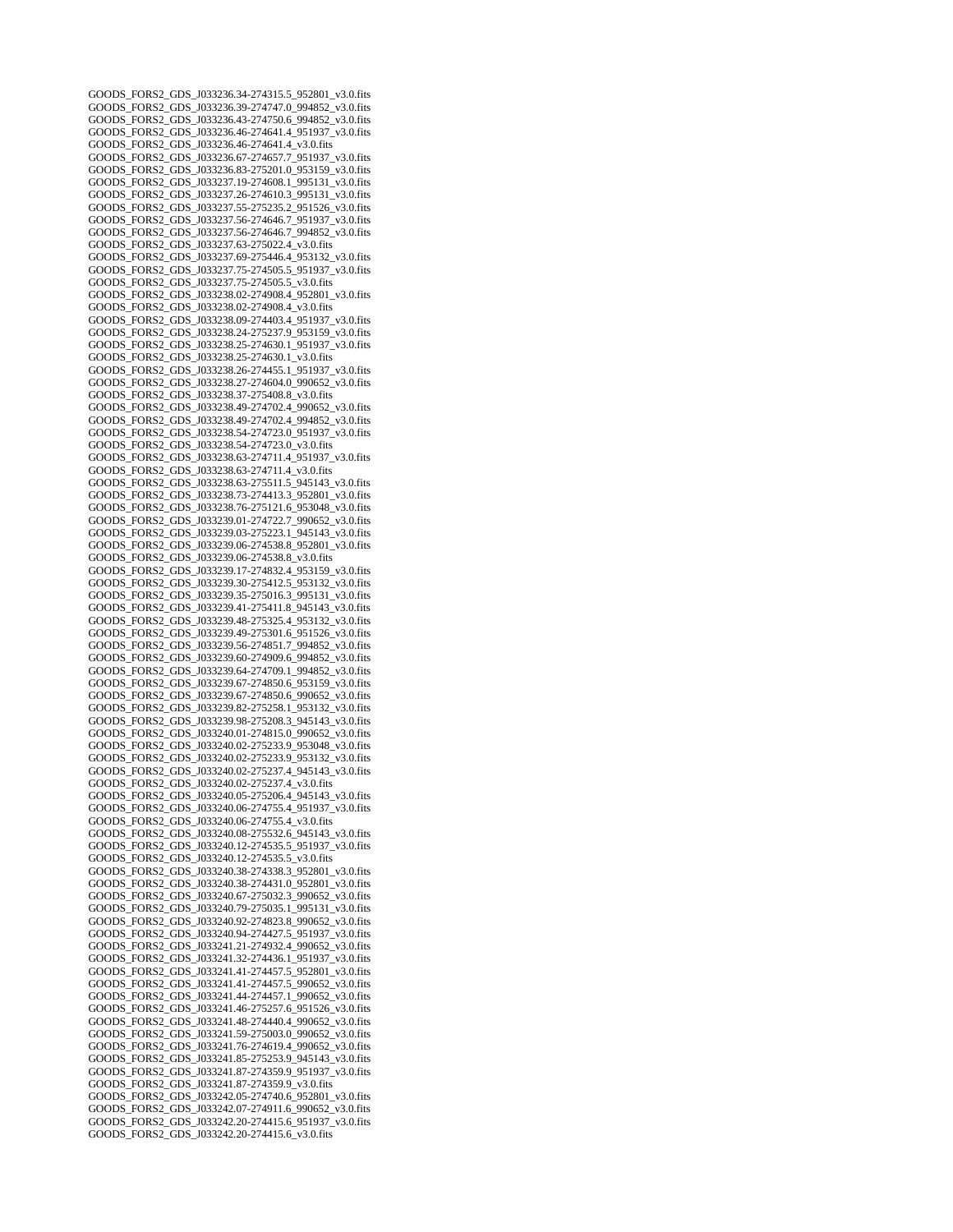GOODS_FORS2_GDS_J033236.34-274315.5_952801_v3.0.fits
GOODS_FORS2_GDS_J033236.39-274747.0_994852_v3.0.fits
GOODS_FORS2_GDS_J033236.43-274750.6_994852_v3.0.fits
GOODS_FORS2_GDS_J033236.46-274641.4_951937_v3.0.fits
GOODS_FORS2_GDS_J033236.46-274641.4_v3.0.fits
GOODS_FORS2_GDS_J033236.67-274657.7_951937_v3.0.fits
GOODS_FORS2_GDS_J033236.83-275201.0_953159_v3.0.fits
GOODS_FORS2_GDS_J033237.19-274608.1_995131_v3.0.fits
GOODS_FORS2_GDS_J033237.26-274610.3_995131_v3.0.fits
GOODS_FORS2_GDS_J033237.55-275235.2_951526_v3.0.fits
GOODS_FORS2_GDS_J033237.56-274646.7_951937_v3.0.fits
GOODS_FORS2_GDS_J033237.56-274646.7_994852_v3.0.fits
GOODS_FORS2_GDS_J033237.63-275022.4_v3.0.fits
GOODS_FORS2_GDS_J033237.69-275446.4_953132_v3.0.fits
GOODS_FORS2_GDS_J033237.75-274505.5_951937_v3.0.fits
GOODS_FORS2_GDS_J033237.75-274505.5_v3.0.fits
GOODS_FORS2_GDS_J033238.02-274908.4_952801_v3.0.fits
GOODS_FORS2_GDS_J033238.02-274908.4_v3.0.fits
GOODS_FORS2_GDS_J033238.09-274403.4_951937_v3.0.fits
GOODS_FORS2_GDS_J033238.24-275237.9_953159_v3.0.fits
GOODS_FORS2_GDS_J033238.25-274630.1_951937_v3.0.fits
GOODS_FORS2_GDS_J033238.25-274630.1_v3.0.fits
GOODS_FORS2_GDS_J033238.26-274455.1_951937_v3.0.fits
GOODS_FORS2_GDS_J033238.27-274604.0_990652_v3.0.fits
GOODS_FORS2_GDS_J033238.37-275408.8_v3.0.fits
GOODS_FORS2_GDS_J033238.49-274702.4_990652_v3.0.fits
GOODS_FORS2_GDS_J033238.49-274702.4_994852_v3.0.fits
GOODS_FORS2_GDS_J033238.54-274723.0_951937_v3.0.fits
GOODS_FORS2_GDS_J033238.54-274723.0_v3.0.fits
GOODS_FORS2_GDS_J033238.63-274711.4_951937_v3.0.fits
GOODS_FORS2_GDS_J033238.63-274711.4_v3.0.fits
GOODS_FORS2_GDS_J033238.63-275511.5_945143_v3.0.fits
GOODS_FORS2_GDS_J033238.73-274413.3_952801_v3.0.fits
GOODS_FORS2_GDS_J033238.76-275121.6_953048_v3.0.fits
GOODS_FORS2_GDS_J033239.01-274722.7_990652_v3.0.fits
GOODS_FORS2_GDS_J033239.03-275223.1_945143_v3.0.fits
GOODS_FORS2_GDS_J033239.06-274538.8_952801_v3.0.fits
GOODS_FORS2_GDS_J033239.06-274538.8_v3.0.fits
GOODS_FORS2_GDS_J033239.17-274832.4_953159_v3.0.fits
GOODS_FORS2_GDS_J033239.30-275412.5_953132_v3.0.fits
GOODS_FORS2_GDS_J033239.35-275016.3_995131_v3.0.fits
GOODS_FORS2_GDS_J033239.41-275411.8_945143_v3.0.fits
GOODS_FORS2_GDS_J033239.48-275325.4_953132_v3.0.fits
GOODS_FORS2_GDS_J033239.49-275301.6_951526_v3.0.fits
GOODS_FORS2_GDS_J033239.56-274851.7_994852_v3.0.fits
GOODS_FORS2_GDS_J033239.60-274909.6_994852_v3.0.fits
GOODS_FORS2_GDS_J033239.64-274709.1_994852_v3.0.fits
GOODS_FORS2_GDS_J033239.67-274850.6_953159_v3.0.fits
GOODS_FORS2_GDS_J033239.67-274850.6_990652_v3.0.fits
GOODS_FORS2_GDS_J033239.82-275258.1_953132_v3.0.fits
GOODS_FORS2_GDS_J033239.98-275208.3_945143_v3.0.fits
GOODS_FORS2_GDS_J033240.01-274815.0_990652_v3.0.fits
GOODS_FORS2_GDS_J033240.02-275233.9_953048_v3.0.fits
GOODS_FORS2_GDS_J033240.02-275233.9_953132_v3.0.fits
GOODS_FORS2_GDS_J033240.02-275237.4_945143_v3.0.fits
GOODS_FORS2_GDS_J033240.02-275237.4_v3.0.fits
GOODS_FORS2_GDS_J033240.05-275206.4_945143_v3.0.fits
GOODS_FORS2_GDS_J033240.06-274755.4_951937_v3.0.fits
GOODS_FORS2_GDS_J033240.06-274755.4_v3.0.fits
GOODS_FORS2_GDS_J033240.08-275532.6_945143_v3.0.fits
GOODS_FORS2_GDS_J033240.12-274535.5_951937_v3.0.fits
GOODS_FORS2_GDS_J033240.12-274535.5_v3.0.fits
GOODS_FORS2_GDS_J033240.38-274338.3_952801_v3.0.fits
GOODS_FORS2_GDS_J033240.38-274431.0_952801_v3.0.fits
GOODS_FORS2_GDS_J033240.67-275032.3_990652_v3.0.fits
GOODS_FORS2_GDS_J033240.79-275035.1_995131_v3.0.fits
GOODS_FORS2_GDS_J033240.92-274823.8_990652_v3.0.fits
GOODS_FORS2_GDS_J033240.94-274427.5_951937_v3.0.fits
GOODS_FORS2_GDS_J033241.21-274932.4_990652_v3.0.fits
GOODS_FORS2_GDS_J033241.32-274436.1_951937_v3.0.fits
GOODS_FORS2_GDS_J033241.41-274457.5_952801_v3.0.fits
GOODS_FORS2_GDS_J033241.41-274457.5_990652_v3.0.fits
GOODS_FORS2_GDS_J033241.44-274457.1_990652_v3.0.fits
GOODS_FORS2_GDS_J033241.46-275257.6_951526_v3.0.fits
GOODS_FORS2_GDS_J033241.48-274440.4_990652_v3.0.fits
GOODS_FORS2_GDS_J033241.59-275003.0_990652_v3.0.fits
GOODS_FORS2_GDS_J033241.76-274619.4_990652_v3.0.fits
GOODS_FORS2_GDS_J033241.85-275253.9_945143_v3.0.fits
GOODS_FORS2_GDS_J033241.87-274359.9_951937_v3.0.fits
GOODS_FORS2_GDS_J033241.87-274359.9_v3.0.fits
GOODS_FORS2_GDS_J033242.05-274740.6_952801_v3.0.fits
GOODS_FORS2_GDS_J033242.07-274911.6_990652_v3.0.fits
GOODS_FORS2_GDS_J033242.20-274415.6_951937_v3.0.fits
GOODS_FORS2_GDS_J033242.20-274415.6_v3.0.fits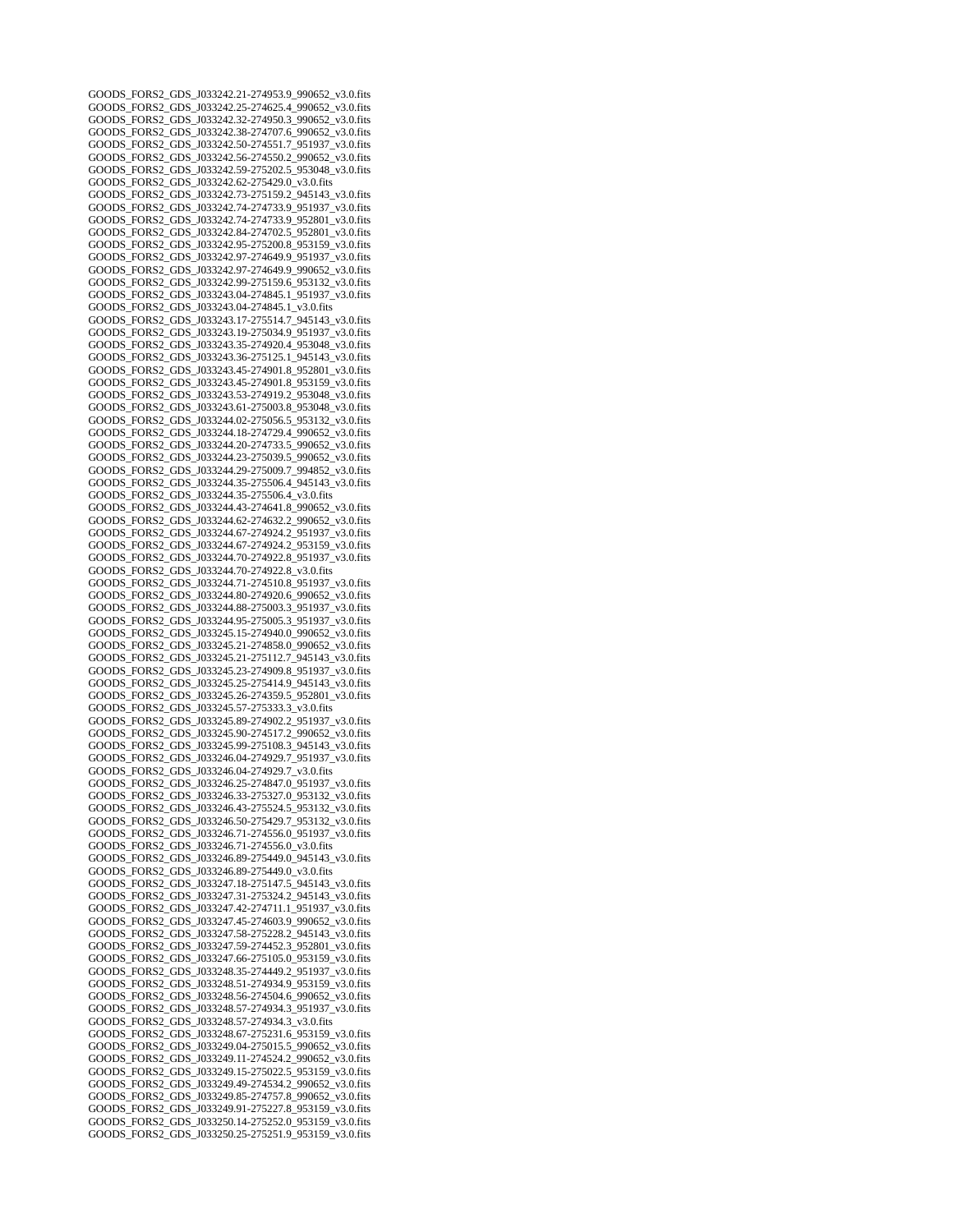GOODS_FORS2_GDS_J033242.21-274953.9_990652_v3.0.fits
GOODS_FORS2_GDS_J033242.25-274625.4_990652_v3.0.fits
GOODS_FORS2_GDS_J033242.32-274950.3_990652_v3.0.fits
GOODS_FORS2_GDS_J033242.38-274707.6_990652_v3.0.fits
GOODS_FORS2_GDS_J033242.50-274551.7_951937_v3.0.fits
GOODS_FORS2_GDS_J033242.56-274550.2_990652_v3.0.fits
GOODS_FORS2_GDS_J033242.59-275202.5_953048_v3.0.fits
GOODS_FORS2_GDS_J033242.62-275429.0_v3.0.fits
GOODS_FORS2_GDS_J033242.73-275159.2_945143_v3.0.fits
GOODS_FORS2_GDS_J033242.74-274733.9_951937_v3.0.fits
GOODS_FORS2_GDS_J033242.74-274733.9_952801_v3.0.fits
GOODS_FORS2_GDS_J033242.84-274702.5_952801_v3.0.fits
GOODS_FORS2_GDS_J033242.95-275200.8_953159_v3.0.fits
GOODS_FORS2_GDS_J033242.97-274649.9_951937_v3.0.fits
GOODS_FORS2_GDS_J033242.97-274649.9_990652_v3.0.fits
GOODS_FORS2_GDS_J033242.99-275159.6_953132_v3.0.fits
GOODS_FORS2_GDS_J033243.04-274845.1_951937_v3.0.fits
GOODS_FORS2_GDS_J033243.04-274845.1_v3.0.fits
GOODS_FORS2_GDS_J033243.17-275514.7_945143_v3.0.fits
GOODS_FORS2_GDS_J033243.19-275034.9_951937_v3.0.fits
GOODS_FORS2_GDS_J033243.35-274920.4_953048_v3.0.fits
GOODS_FORS2_GDS_J033243.36-275125.1_945143_v3.0.fits
GOODS_FORS2_GDS_J033243.45-274901.8_952801_v3.0.fits
GOODS_FORS2_GDS_J033243.45-274901.8_953159_v3.0.fits
GOODS_FORS2_GDS_J033243.53-274919.2_953048_v3.0.fits
GOODS_FORS2_GDS_J033243.61-275003.8_953048_v3.0.fits
GOODS_FORS2_GDS_J033244.02-275056.5_953132_v3.0.fits
GOODS_FORS2_GDS_J033244.18-274729.4_990652_v3.0.fits
GOODS_FORS2_GDS_J033244.20-274733.5_990652_v3.0.fits
GOODS_FORS2_GDS_J033244.23-275039.5_990652_v3.0.fits
GOODS_FORS2_GDS_J033244.29-275009.7_994852_v3.0.fits
GOODS_FORS2_GDS_J033244.35-275506.4_945143_v3.0.fits
GOODS_FORS2_GDS_J033244.35-275506.4_v3.0.fits
GOODS_FORS2_GDS_J033244.43-274641.8_990652_v3.0.fits
GOODS_FORS2_GDS_J033244.62-274632.2_990652_v3.0.fits
GOODS_FORS2_GDS_J033244.67-274924.2_951937_v3.0.fits
GOODS_FORS2_GDS_J033244.67-274924.2_953159_v3.0.fits
GOODS_FORS2_GDS_J033244.70-274922.8_951937_v3.0.fits
GOODS_FORS2_GDS_J033244.70-274922.8_v3.0.fits
GOODS_FORS2_GDS_J033244.71-274510.8_951937_v3.0.fits
GOODS_FORS2_GDS_J033244.80-274920.6_990652_v3.0.fits
GOODS_FORS2_GDS_J033244.88-275003.3_951937_v3.0.fits
GOODS_FORS2_GDS_J033244.95-275005.3_951937_v3.0.fits
GOODS_FORS2_GDS_J033245.15-274940.0_990652_v3.0.fits
GOODS_FORS2_GDS_J033245.21-274858.0_990652_v3.0.fits
GOODS_FORS2_GDS_J033245.21-275112.7_945143_v3.0.fits
GOODS_FORS2_GDS_J033245.23-274909.8_951937_v3.0.fits
GOODS_FORS2_GDS_J033245.25-275414.9_945143_v3.0.fits
GOODS_FORS2_GDS_J033245.26-274359.5_952801_v3.0.fits
GOODS_FORS2_GDS_J033245.57-275333.3_v3.0.fits
GOODS_FORS2_GDS_J033245.89-274902.2_951937_v3.0.fits
GOODS_FORS2_GDS_J033245.90-274517.2_990652_v3.0.fits
GOODS_FORS2_GDS_J033245.99-275108.3_945143_v3.0.fits
GOODS_FORS2_GDS_J033246.04-274929.7_951937_v3.0.fits
GOODS_FORS2_GDS_J033246.04-274929.7_v3.0.fits
GOODS_FORS2_GDS_J033246.25-274847.0_951937_v3.0.fits
GOODS_FORS2_GDS_J033246.33-275327.0_953132_v3.0.fits
GOODS_FORS2_GDS_J033246.43-275524.5_953132_v3.0.fits
GOODS_FORS2_GDS_J033246.50-275429.7_953132_v3.0.fits
GOODS_FORS2_GDS_J033246.71-274556.0_951937_v3.0.fits
GOODS_FORS2_GDS_J033246.71-274556.0_v3.0.fits
GOODS_FORS2_GDS_J033246.89-275449.0_945143_v3.0.fits
GOODS_FORS2_GDS_J033246.89-275449.0_v3.0.fits
GOODS_FORS2_GDS_J033247.18-275147.5_945143_v3.0.fits
GOODS_FORS2_GDS_J033247.31-275324.2_945143_v3.0.fits
GOODS_FORS2_GDS_J033247.42-274711.1_951937_v3.0.fits
GOODS_FORS2_GDS_J033247.45-274603.9_990652_v3.0.fits
GOODS_FORS2_GDS_J033247.58-275228.2_945143_v3.0.fits
GOODS_FORS2_GDS_J033247.59-274452.3_952801_v3.0.fits
GOODS_FORS2_GDS_J033247.66-275105.0_953159_v3.0.fits
GOODS_FORS2_GDS_J033248.35-274449.2_951937_v3.0.fits
GOODS_FORS2_GDS_J033248.51-274934.9_953159_v3.0.fits
GOODS_FORS2_GDS_J033248.56-274504.6_990652_v3.0.fits
GOODS_FORS2_GDS_J033248.57-274934.3_951937_v3.0.fits
GOODS_FORS2_GDS_J033248.57-274934.3_v3.0.fits
GOODS_FORS2_GDS_J033248.67-275231.6_953159_v3.0.fits
GOODS_FORS2_GDS_J033249.04-275015.5_990652_v3.0.fits
GOODS_FORS2_GDS_J033249.11-274524.2_990652_v3.0.fits
GOODS_FORS2_GDS_J033249.15-275022.5_953159_v3.0.fits
GOODS_FORS2_GDS_J033249.49-274534.2_990652_v3.0.fits
GOODS_FORS2_GDS_J033249.85-274757.8_990652_v3.0.fits
GOODS_FORS2_GDS_J033249.91-275227.8_953159_v3.0.fits
GOODS_FORS2_GDS_J033250.14-275252.0_953159_v3.0.fits
GOODS_FORS2_GDS_J033250.25-275251.9_953159_v3.0.fits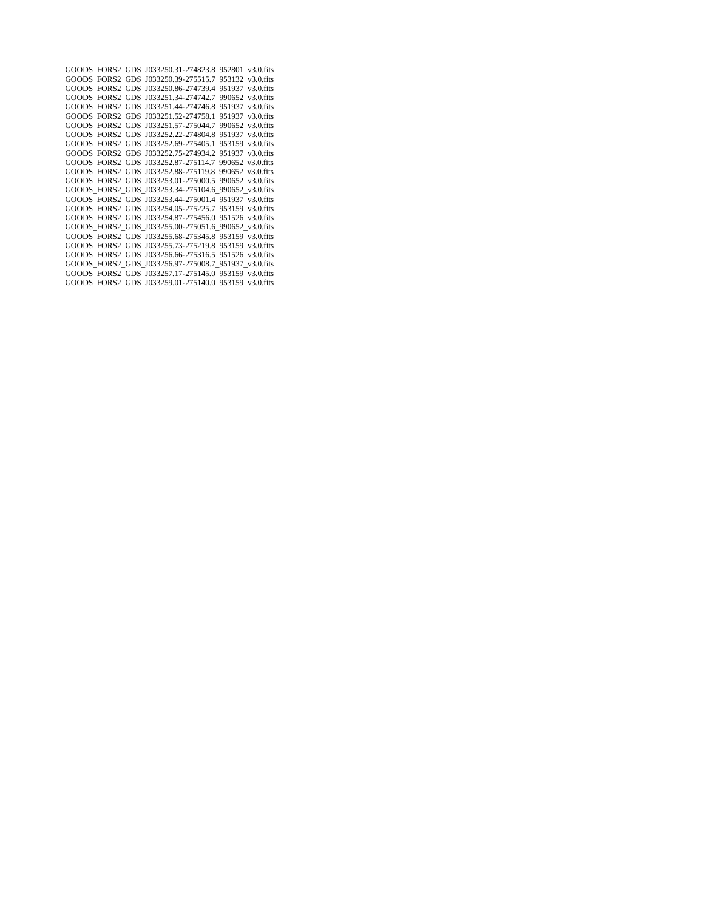GOODS_FORS2_GDS_J033250.31-274823.8_952801_v3.0.fits
GOODS_FORS2_GDS_J033250.39-275515.7_953132_v3.0.fits
GOODS_FORS2_GDS_J033250.86-274739.4_951937_v3.0.fits
GOODS_FORS2_GDS_J033251.34-274742.7_990652_v3.0.fits
GOODS_FORS2_GDS_J033251.44-274746.8_951937_v3.0.fits
GOODS_FORS2_GDS_J033251.52-274758.1_951937_v3.0.fits
GOODS_FORS2_GDS_J033251.57-275044.7_990652_v3.0.fits
GOODS_FORS2_GDS_J033252.22-274804.8_951937_v3.0.fits
GOODS_FORS2_GDS_J033252.69-275405.1_953159_v3.0.fits
GOODS_FORS2_GDS_J033252.75-274934.2_951937_v3.0.fits
GOODS_FORS2_GDS_J033252.87-275114.7_990652_v3.0.fits
GOODS_FORS2_GDS_J033252.88-275119.8_990652_v3.0.fits
GOODS_FORS2_GDS_J033253.01-275000.5_990652_v3.0.fits
GOODS_FORS2_GDS_J033253.34-275104.6_990652_v3.0.fits
GOODS_FORS2_GDS_J033253.44-275001.4_951937_v3.0.fits
GOODS_FORS2_GDS_J033254.05-275225.7_953159_v3.0.fits
GOODS_FORS2_GDS_J033254.87-275456.0_951526_v3.0.fits
GOODS_FORS2_GDS_J033255.00-275051.6_990652_v3.0.fits
GOODS_FORS2_GDS_J033255.68-275345.8_953159_v3.0.fits
GOODS_FORS2_GDS_J033255.73-275219.8_953159_v3.0.fits
GOODS_FORS2_GDS_J033256.66-275316.5_951526_v3.0.fits
GOODS_FORS2_GDS_J033256.97-275008.7_951937_v3.0.fits
GOODS_FORS2_GDS_J033257.17-275145.0_953159_v3.0.fits
GOODS_FORS2_GDS_J033259.01-275140.0_953159_v3.0.fits